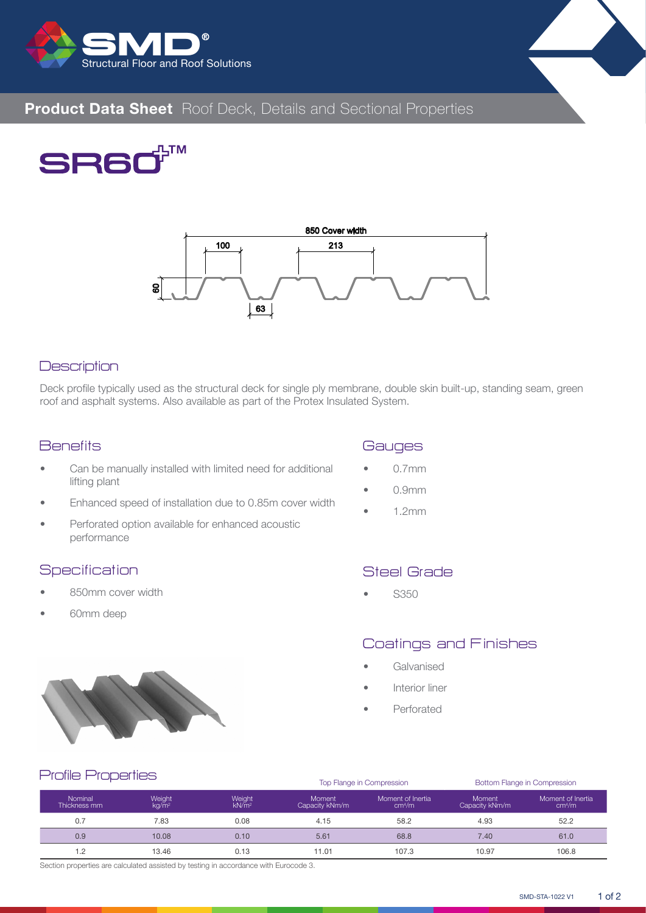# SMD® Structural Floor and Roof Solutions

## Product Data Sheet Roof Deck, Details and Sectional Properties

# SR60+™

850 Cover width

100 213

60

63

## Description

Deck profile typically used as the structural deck for single ply membrane, double skin built-up, standing seam, green roof and asphalt systems. Also available as part of the Protex Insulated System.

## Benefits

- Can be manually installed with limited need for additional lifting plant
- Enhanced speed of installation due to 0.85m cover width
- Perforated option available for enhanced acoustic performance

## Specification

- 850mm cover width
- 60mm deep

## Gauges

- 0.7mm
- 0.9mm
- 1.2mm

## Steel Grade

- S350

## Coatings and Finishes

- Galvanised
- Interior liner
- Perforated

## Profile Properties

| | | | Top Flange in Compression | | Bottom Flange in Compression | |
|---|---|---|---|---|---|---|
| Nominal Thickness mm | Weight $kg/m^2$ | Weight $kN/m^2$ | Moment Capacity kNm/m | Moment of Inertia $cm^4/m$ | Moment Capacity kNm/m | Moment of Inertia $cm^4/m$ |
| 0.7 | 7.83 | 0.08 | 4.15 | 58.2 | 4.93 | 52.2 |
| 0.9 | 10.08 | 0.10 | 5.61 | 68.8 | 7.40 | 61.0 |
| 1.2 | 13.46 | 0.13 | 11.01 | 107.3 | 10.97 | 106.8 |

Section properties are calculated assisted by testing in accordance with Eurocode 3.

SMD-STA-1022 V1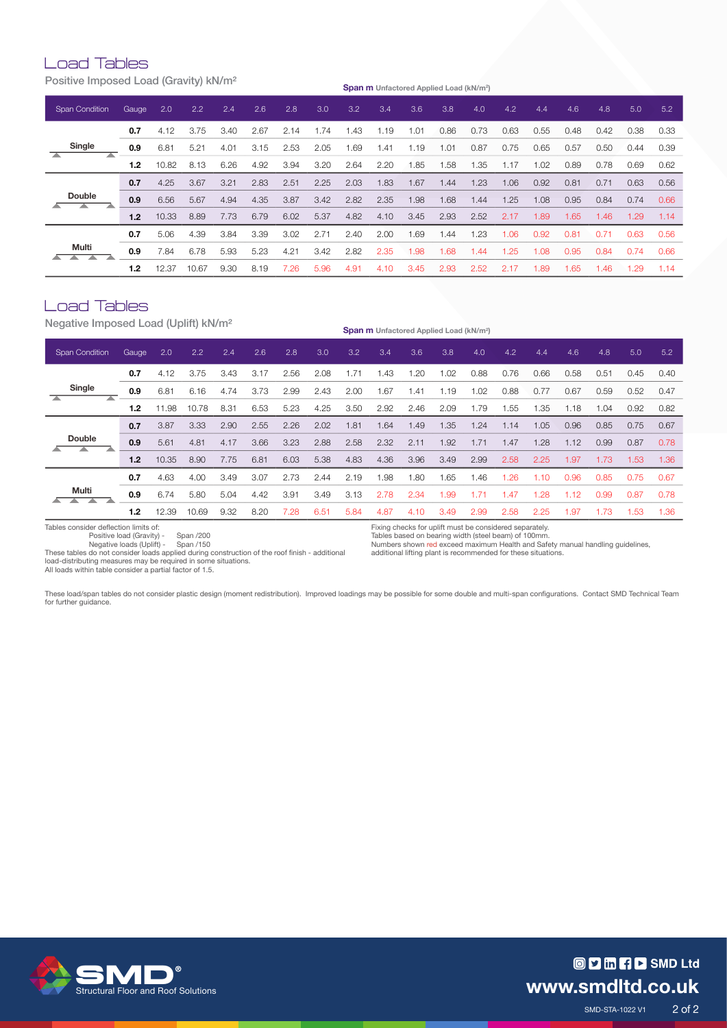## Load Tables

Positive Imposed Load (Gravity) kN/m²

**Span m** Unfactored Applied Load (kN/m²)

| Span Condition | Gauge | 2.0 | 2.2 | 2.4 | 2.6 | 2.8 | 3.0 | 3.2 | 3.4 | 3.6 | 3.8 | 4.0 | 4.2 | 4.4 | 4.6 | 4.8 | 5.0 | 5.2 |
|---|---|---|---|---|---|---|---|---|---|---|---|---|---|---|---|---|---|---|
| Single | 0.7 | 4.12 | 3.75 | 3.40 | 2.67 | 2.14 | 1.74 | 1.43 | 1.19 | 1.01 | 0.86 | 0.73 | 0.63 | 0.55 | 0.48 | 0.42 | 0.38 | 0.33 |
| | 0.9 | 6.81 | 5.21 | 4.01 | 3.15 | 2.53 | 2.05 | 1.69 | 1.41 | 1.19 | 1.01 | 0.87 | 0.75 | 0.65 | 0.57 | 0.50 | 0.44 | 0.39 |
| | 1.2 | 10.82 | 8.13 | 6.26 | 4.92 | 3.94 | 3.20 | 2.64 | 2.20 | 1.85 | 1.58 | 1.35 | 1.17 | 1.02 | 0.89 | 0.78 | 0.69 | 0.62 |
| Double | 0.7 | 4.25 | 3.67 | 3.21 | 2.83 | 2.51 | 2.25 | 2.03 | 1.83 | 1.67 | 1.44 | 1.23 | 1.06 | 0.92 | 0.81 | 0.71 | 0.63 | 0.56 |
| | 0.9 | 6.56 | 5.67 | 4.94 | 4.35 | 3.87 | 3.42 | 2.82 | 2.35 | 1.98 | 1.68 | 1.44 | 1.25 | 1.08 | 0.95 | 0.84 | 0.74 | 0.66 |
| | 1.2 | 10.33 | 8.89 | 7.73 | 6.79 | 6.02 | 5.37 | 4.82 | 4.10 | 3.45 | 2.93 | 2.52 | 2.17 | 1.89 | 1.65 | 1.46 | 1.29 | 1.14 |
| Multi | 0.7 | 5.06 | 4.39 | 3.84 | 3.39 | 3.02 | 2.71 | 2.40 | 2.00 | 1.69 | 1.44 | 1.23 | 1.06 | 0.92 | 0.81 | 0.71 | 0.63 | 0.56 |
| | 0.9 | 7.84 | 6.78 | 5.93 | 5.23 | 4.21 | 3.42 | 2.82 | 2.35 | 1.98 | 1.68 | 1.44 | 1.25 | 1.08 | 0.95 | 0.84 | 0.74 | 0.66 |
| | 1.2 | 12.37 | 10.67 | 9.30 | 8.19 | 7.26 | 5.96 | 4.91 | 4.10 | 3.45 | 2.93 | 2.52 | 2.17 | 1.89 | 1.65 | 1.46 | 1.29 | 1.14 |

## Load Tables

Negative Imposed Load (Uplift) kN/m²

**Span m** Unfactored Applied Load (kN/m²)

| Span Condition | Gauge | 2.0 | 2.2 | 2.4 | 2.6 | 2.8 | 3.0 | 3.2 | 3.4 | 3.6 | 3.8 | 4.0 | 4.2 | 4.4 | 4.6 | 4.8 | 5.0 | 5.2 |
|---|---|---|---|---|---|---|---|---|---|---|---|---|---|---|---|---|---|---|
| Single | 0.7 | 4.12 | 3.75 | 3.43 | 3.17 | 2.56 | 2.08 | 1.71 | 1.43 | 1.20 | 1.02 | 0.88 | 0.76 | 0.66 | 0.58 | 0.51 | 0.45 | 0.40 |
| | 0.9 | 6.81 | 6.16 | 4.74 | 3.73 | 2.99 | 2.43 | 2.00 | 1.67 | 1.41 | 1.19 | 1.02 | 0.88 | 0.77 | 0.67 | 0.59 | 0.52 | 0.47 |
| | 1.2 | 11.98 | 10.78 | 8.31 | 6.53 | 5.23 | 4.25 | 3.50 | 2.92 | 2.46 | 2.09 | 1.79 | 1.55 | 1.35 | 1.18 | 1.04 | 0.92 | 0.82 |
| Double | 0.7 | 3.87 | 3.33 | 2.90 | 2.55 | 2.26 | 2.02 | 1.81 | 1.64 | 1.49 | 1.35 | 1.24 | 1.14 | 1.05 | 0.96 | 0.85 | 0.75 | 0.67 |
| | 0.9 | 5.61 | 4.81 | 4.17 | 3.66 | 3.23 | 2.88 | 2.58 | 2.32 | 2.11 | 1.92 | 1.71 | 1.47 | 1.28 | 1.12 | 0.99 | 0.87 | 0.78 |
| | 1.2 | 10.35 | 8.90 | 7.75 | 6.81 | 6.03 | 5.38 | 4.83 | 4.36 | 3.96 | 3.49 | 2.99 | 2.58 | 2.25 | 1.97 | 1.73 | 1.53 | 1.36 |
| Multi | 0.7 | 4.63 | 4.00 | 3.49 | 3.07 | 2.73 | 2.44 | 2.19 | 1.98 | 1.80 | 1.65 | 1.46 | 1.26 | 1.10 | 0.96 | 0.85 | 0.75 | 0.67 |
| | 0.9 | 6.74 | 5.80 | 5.04 | 4.42 | 3.91 | 3.49 | 3.13 | 2.78 | 2.34 | 1.99 | 1.71 | 1.47 | 1.28 | 1.12 | 0.99 | 0.87 | 0.78 |
| | 1.2 | 12.39 | 10.69 | 9.32 | 8.20 | 7.28 | 6.51 | 5.84 | 4.87 | 4.10 | 3.49 | 2.99 | 2.58 | 2.25 | 1.97 | 1.73 | 1.53 | 1.36 |

Tables consider deflection limits of:
Positive load (Gravity) - Span /200
Negative loads (Uplift) - Span /150

These tables do not consider loads applied during construction of the roof finish - additional load-distributing measures may be required in some situations.
All loads within table consider a partial factor of 1.5.

Fixing checks for uplift must be considered separately.
Tables based on bearing width (steel beam) of 100mm.
Numbers shown red exceed maximum Health and Safety manual handling guidelines, additional lifting plant is recommended for these situations.

These load/span tables do not consider plastic design (moment redistribution). Improved loadings may be possible for some double and multi-span configurations. Contact SMD Technical Team for further guidance.

SMD® Structural Floor and Roof Solutions

SMD Ltd
www.smdltd.co.uk

SMD-STA-1022 V1